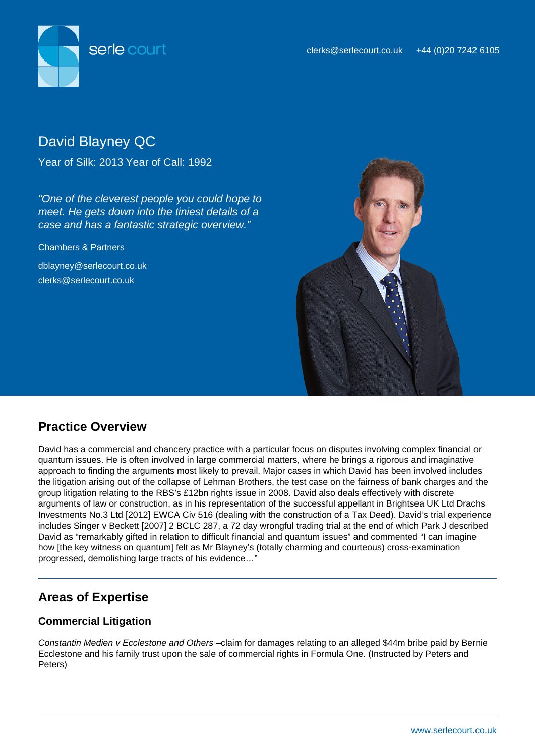serle court

clerks@serlecourt.co.uk +44 (0)20 7242 6105

# David Blayney QC

Year of Silk: 2013 Year of Call: 1992

*"One of the cleverest people you could hope to meet. He gets down into the tiniest details of a case and has a fantastic strategic overview."*

Chambers & Partners

dblayney@serlecourt.co.uk
clerks@serlecourt.co.uk

## Practice Overview

David has a commercial and chancery practice with a particular focus on disputes involving complex financial or quantum issues. He is often involved in large commercial matters, where he brings a rigorous and imaginative approach to finding the arguments most likely to prevail. Major cases in which David has been involved includes the litigation arising out of the collapse of Lehman Brothers, the test case on the fairness of bank charges and the group litigation relating to the RBS's £12bn rights issue in 2008. David also deals effectively with discrete arguments of law or construction, as in his representation of the successful appellant in Brightsea UK Ltd Drachs Investments No.3 Ltd [2012] EWCA Civ 516 (dealing with the construction of a Tax Deed). David's trial experience includes Singer v Beckett [2007] 2 BCLC 287, a 72 day wrongful trading trial at the end of which Park J described David as "remarkably gifted in relation to difficult financial and quantum issues" and commented "I can imagine how [the key witness on quantum] felt as Mr Blayney's (totally charming and courteous) cross-examination progressed, demolishing large tracts of his evidence…"

## Areas of Expertise

### Commercial Litigation

*Constantin Medien v Ecclestone and Others* –claim for damages relating to an alleged $44m bribe paid by Bernie Ecclestone and his family trust upon the sale of commercial rights in Formula One. (Instructed by Peters and Peters)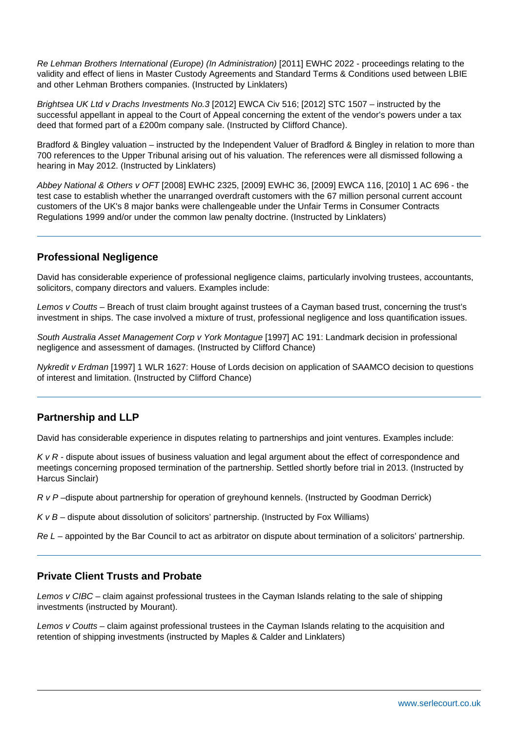*Re Lehman Brothers International (Europe) (In Administration)* [2011] EWHC 2022 - proceedings relating to the validity and effect of liens in Master Custody Agreements and Standard Terms & Conditions used between LBIE and other Lehman Brothers companies. (Instructed by Linklaters)

*Brightsea UK Ltd v Drachs Investments No.3* [2012] EWCA Civ 516; [2012] STC 1507 – instructed by the successful appellant in appeal to the Court of Appeal concerning the extent of the vendor's powers under a tax deed that formed part of a £200m company sale. (Instructed by Clifford Chance).

Bradford & Bingley valuation – instructed by the Independent Valuer of Bradford & Bingley in relation to more than 700 references to the Upper Tribunal arising out of his valuation. The references were all dismissed following a hearing in May 2012. (Instructed by Linklaters)

*Abbey National & Others v OFT* [2008] EWHC 2325, [2009] EWHC 36, [2009] EWCA 116, [2010] 1 AC 696 - the test case to establish whether the unarranged overdraft customers with the 67 million personal current account customers of the UK's 8 major banks were challengeable under the Unfair Terms in Consumer Contracts Regulations 1999 and/or under the common law penalty doctrine. (Instructed by Linklaters)

## Professional Negligence

David has considerable experience of professional negligence claims, particularly involving trustees, accountants, solicitors, company directors and valuers. Examples include:

*Lemos v Coutts* – Breach of trust claim brought against trustees of a Cayman based trust, concerning the trust's investment in ships. The case involved a mixture of trust, professional negligence and loss quantification issues.

*South Australia Asset Management Corp v York Montague* [1997] AC 191: Landmark decision in professional negligence and assessment of damages. (Instructed by Clifford Chance)

*Nykredit v Erdman* [1997] 1 WLR 1627: House of Lords decision on application of SAAMCO decision to questions of interest and limitation. (Instructed by Clifford Chance)

## Partnership and LLP

David has considerable experience in disputes relating to partnerships and joint ventures. Examples include:

*K v R* - dispute about issues of business valuation and legal argument about the effect of correspondence and meetings concerning proposed termination of the partnership. Settled shortly before trial in 2013. (Instructed by Harcus Sinclair)

*R v P* –dispute about partnership for operation of greyhound kennels. (Instructed by Goodman Derrick)

*K v B* – dispute about dissolution of solicitors' partnership. (Instructed by Fox Williams)

*Re L* – appointed by the Bar Council to act as arbitrator on dispute about termination of a solicitors' partnership.

## Private Client Trusts and Probate

*Lemos v CIBC* – claim against professional trustees in the Cayman Islands relating to the sale of shipping investments (instructed by Mourant).

*Lemos v Coutts* – claim against professional trustees in the Cayman Islands relating to the acquisition and retention of shipping investments (instructed by Maples & Calder and Linklaters)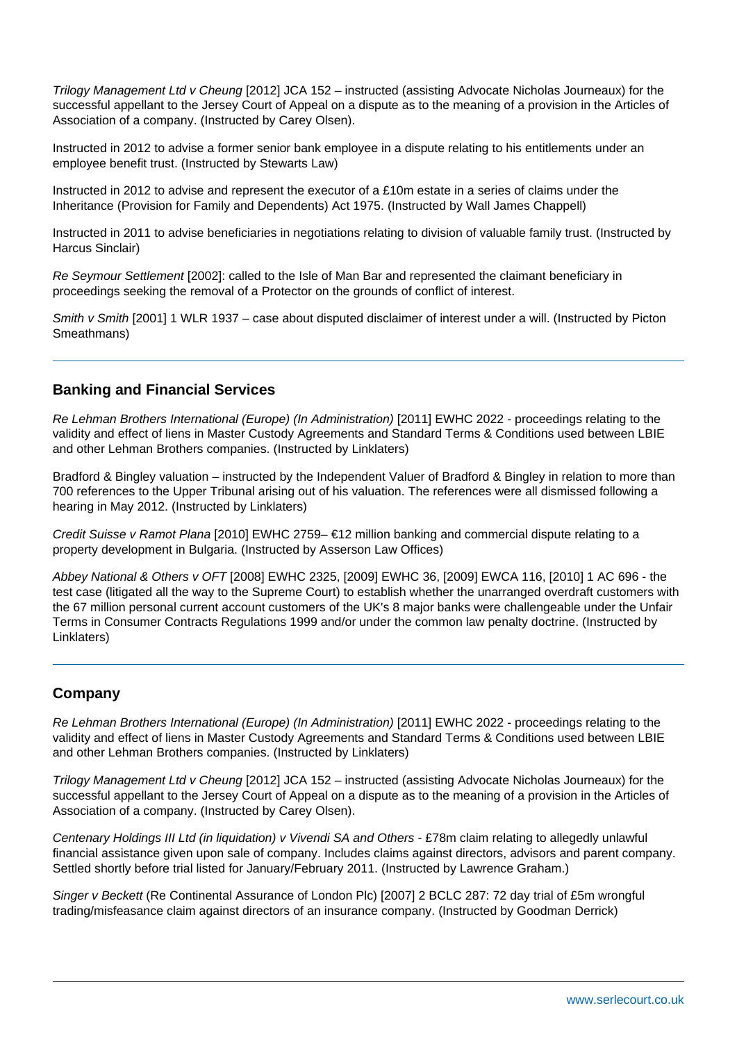*Trilogy Management Ltd v Cheung* [2012] JCA 152 – instructed (assisting Advocate Nicholas Journeaux) for the successful appellant to the Jersey Court of Appeal on a dispute as to the meaning of a provision in the Articles of Association of a company. (Instructed by Carey Olsen).

Instructed in 2012 to advise a former senior bank employee in a dispute relating to his entitlements under an employee benefit trust. (Instructed by Stewarts Law)

Instructed in 2012 to advise and represent the executor of a £10m estate in a series of claims under the Inheritance (Provision for Family and Dependents) Act 1975. (Instructed by Wall James Chappell)

Instructed in 2011 to advise beneficiaries in negotiations relating to division of valuable family trust. (Instructed by Harcus Sinclair)

*Re Seymour Settlement* [2002]: called to the Isle of Man Bar and represented the claimant beneficiary in proceedings seeking the removal of a Protector on the grounds of conflict of interest.

*Smith v Smith* [2001] 1 WLR 1937 – case about disputed disclaimer of interest under a will. (Instructed by Picton Smeathmans)

---

## Banking and Financial Services

*Re Lehman Brothers International (Europe) (In Administration)* [2011] EWHC 2022 - proceedings relating to the validity and effect of liens in Master Custody Agreements and Standard Terms & Conditions used between LBIE and other Lehman Brothers companies. (Instructed by Linklaters)

Bradford & Bingley valuation – instructed by the Independent Valuer of Bradford & Bingley in relation to more than 700 references to the Upper Tribunal arising out of his valuation. The references were all dismissed following a hearing in May 2012. (Instructed by Linklaters)

*Credit Suisse v Ramot Plana* [2010] EWHC 2759– €12 million banking and commercial dispute relating to a property development in Bulgaria. (Instructed by Asserson Law Offices)

*Abbey National & Others v OFT* [2008] EWHC 2325, [2009] EWHC 36, [2009] EWCA 116, [2010] 1 AC 696 - the test case (litigated all the way to the Supreme Court) to establish whether the unarranged overdraft customers with the 67 million personal current account customers of the UK's 8 major banks were challengeable under the Unfair Terms in Consumer Contracts Regulations 1999 and/or under the common law penalty doctrine. (Instructed by Linklaters)

---

## Company

*Re Lehman Brothers International (Europe) (In Administration)* [2011] EWHC 2022 - proceedings relating to the validity and effect of liens in Master Custody Agreements and Standard Terms & Conditions used between LBIE and other Lehman Brothers companies. (Instructed by Linklaters)

*Trilogy Management Ltd v Cheung* [2012] JCA 152 – instructed (assisting Advocate Nicholas Journeaux) for the successful appellant to the Jersey Court of Appeal on a dispute as to the meaning of a provision in the Articles of Association of a company. (Instructed by Carey Olsen).

*Centenary Holdings III Ltd (in liquidation) v Vivendi SA and Others* - £78m claim relating to allegedly unlawful financial assistance given upon sale of company. Includes claims against directors, advisors and parent company. Settled shortly before trial listed for January/February 2011. (Instructed by Lawrence Graham.)

*Singer v Beckett* (Re Continental Assurance of London Plc) [2007] 2 BCLC 287: 72 day trial of £5m wrongful trading/misfeasance claim against directors of an insurance company. (Instructed by Goodman Derrick)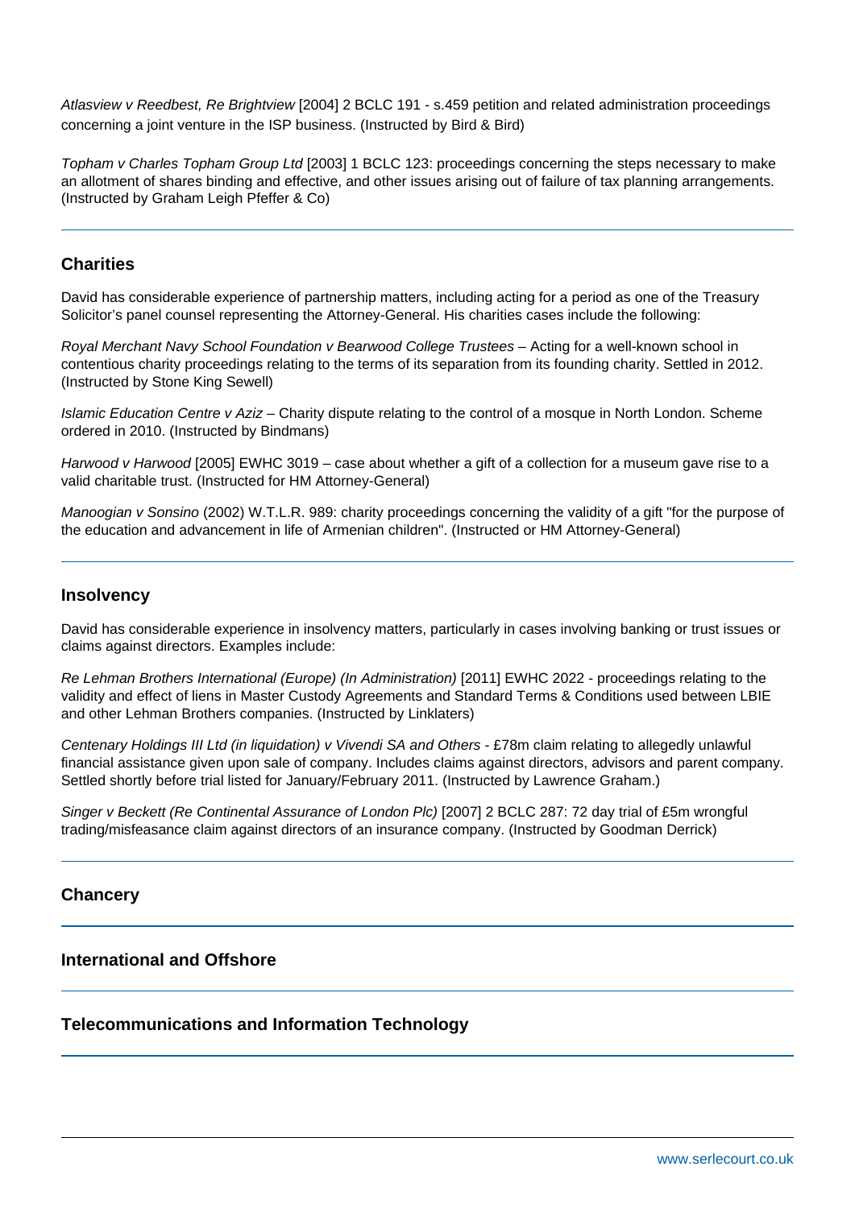*Atlasview v Reedbest, Re Brightview* [2004] 2 BCLC 191 - s.459 petition and related administration proceedings concerning a joint venture in the ISP business. (Instructed by Bird & Bird)

*Topham v Charles Topham Group Ltd* [2003] 1 BCLC 123: proceedings concerning the steps necessary to make an allotment of shares binding and effective, and other issues arising out of failure of tax planning arrangements. (Instructed by Graham Leigh Pfeffer & Co)

## Charities

David has considerable experience of partnership matters, including acting for a period as one of the Treasury Solicitor's panel counsel representing the Attorney-General. His charities cases include the following:

*Royal Merchant Navy School Foundation v Bearwood College Trustees* – Acting for a well-known school in contentious charity proceedings relating to the terms of its separation from its founding charity. Settled in 2012. (Instructed by Stone King Sewell)

*Islamic Education Centre v Aziz* – Charity dispute relating to the control of a mosque in North London. Scheme ordered in 2010. (Instructed by Bindmans)

*Harwood v Harwood* [2005] EWHC 3019 – case about whether a gift of a collection for a museum gave rise to a valid charitable trust. (Instructed for HM Attorney-General)

*Manoogian v Sonsino* (2002) W.T.L.R. 989: charity proceedings concerning the validity of a gift "for the purpose of the education and advancement in life of Armenian children". (Instructed or HM Attorney-General)

## Insolvency

David has considerable experience in insolvency matters, particularly in cases involving banking or trust issues or claims against directors. Examples include:

*Re Lehman Brothers International (Europe) (In Administration)* [2011] EWHC 2022 - proceedings relating to the validity and effect of liens in Master Custody Agreements and Standard Terms & Conditions used between LBIE and other Lehman Brothers companies. (Instructed by Linklaters)

*Centenary Holdings III Ltd (in liquidation) v Vivendi SA and Others* - £78m claim relating to allegedly unlawful financial assistance given upon sale of company. Includes claims against directors, advisors and parent company. Settled shortly before trial listed for January/February 2011. (Instructed by Lawrence Graham.)

*Singer v Beckett (Re Continental Assurance of London Plc)* [2007] 2 BCLC 287: 72 day trial of £5m wrongful trading/misfeasance claim against directors of an insurance company. (Instructed by Goodman Derrick)

## Chancery

## International and Offshore

## Telecommunications and Information Technology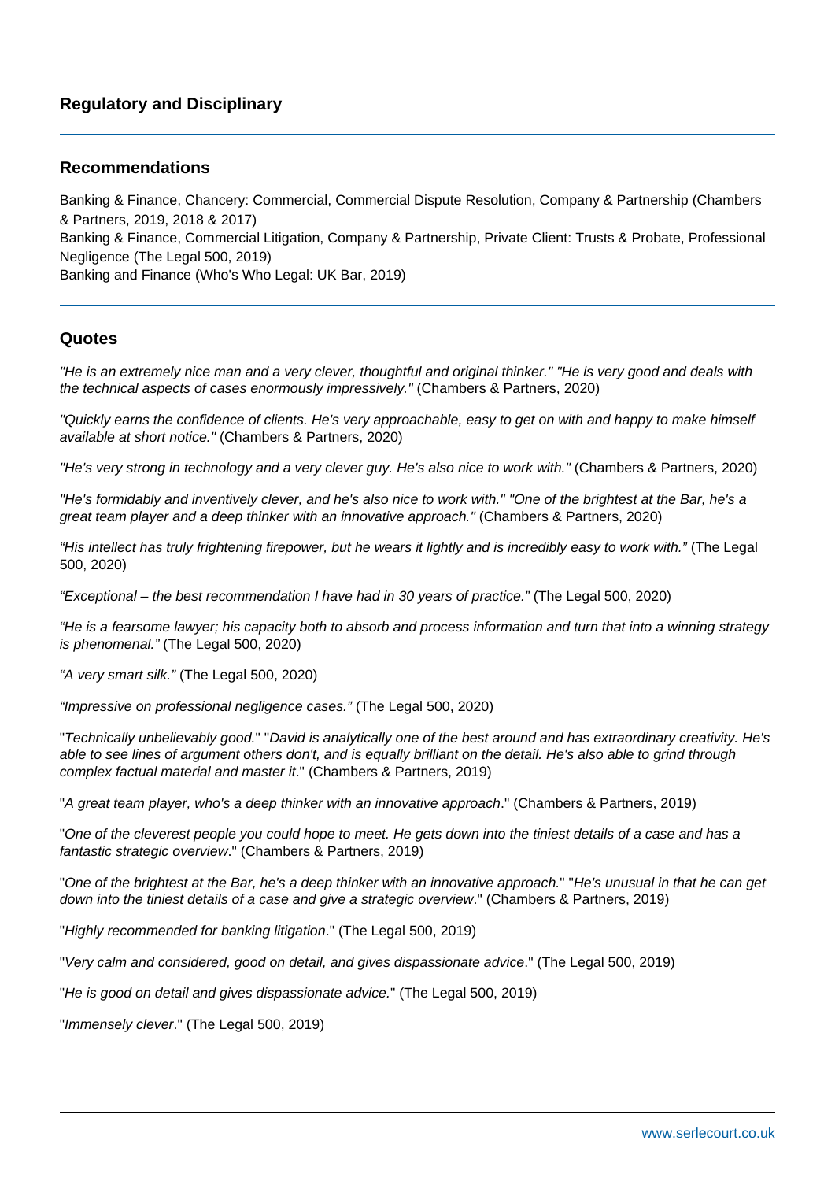## Regulatory and Disciplinary

---

## Recommendations

Banking & Finance, Chancery: Commercial, Commercial Dispute Resolution, Company & Partnership (Chambers & Partners, 2019, 2018 & 2017)
Banking & Finance, Commercial Litigation, Company & Partnership, Private Client: Trusts & Probate, Professional Negligence (The Legal 500, 2019)
Banking and Finance (Who's Who Legal: UK Bar, 2019)

---

## Quotes

*"He is an extremely nice man and a very clever, thoughtful and original thinker." "He is very good and deals with the technical aspects of cases enormously impressively."* (Chambers & Partners, 2020)

*"Quickly earns the confidence of clients. He's very approachable, easy to get on with and happy to make himself available at short notice."* (Chambers & Partners, 2020)

*"He's very strong in technology and a very clever guy. He's also nice to work with."* (Chambers & Partners, 2020)

*"He's formidably and inventively clever, and he's also nice to work with." "One of the brightest at the Bar, he's a great team player and a deep thinker with an innovative approach."* (Chambers & Partners, 2020)

*"His intellect has truly frightening firepower, but he wears it lightly and is incredibly easy to work with."* (The Legal 500, 2020)

*"Exceptional – the best recommendation I have had in 30 years of practice."* (The Legal 500, 2020)

*"He is a fearsome lawyer; his capacity both to absorb and process information and turn that into a winning strategy is phenomenal."* (The Legal 500, 2020)

*"A very smart silk."* (The Legal 500, 2020)

*"Impressive on professional negligence cases."* (The Legal 500, 2020)

"*Technically unbelievably good.*" "*David is analytically one of the best around and has extraordinary creativity. He's able to see lines of argument others don't, and is equally brilliant on the detail. He's also able to grind through complex factual material and master it*." (Chambers & Partners, 2019)

"*A great team player, who's a deep thinker with an innovative approach*." (Chambers & Partners, 2019)

"*One of the cleverest people you could hope to meet. He gets down into the tiniest details of a case and has a fantastic strategic overview*." (Chambers & Partners, 2019)

"*One of the brightest at the Bar, he's a deep thinker with an innovative approach.*" "*He's unusual in that he can get down into the tiniest details of a case and give a strategic overview*." (Chambers & Partners, 2019)

"*Highly recommended for banking litigation*." (The Legal 500, 2019)

"*Very calm and considered, good on detail, and gives dispassionate advice*." (The Legal 500, 2019)

"*He is good on detail and gives dispassionate advice.*" (The Legal 500, 2019)

"*Immensely clever*." (The Legal 500, 2019)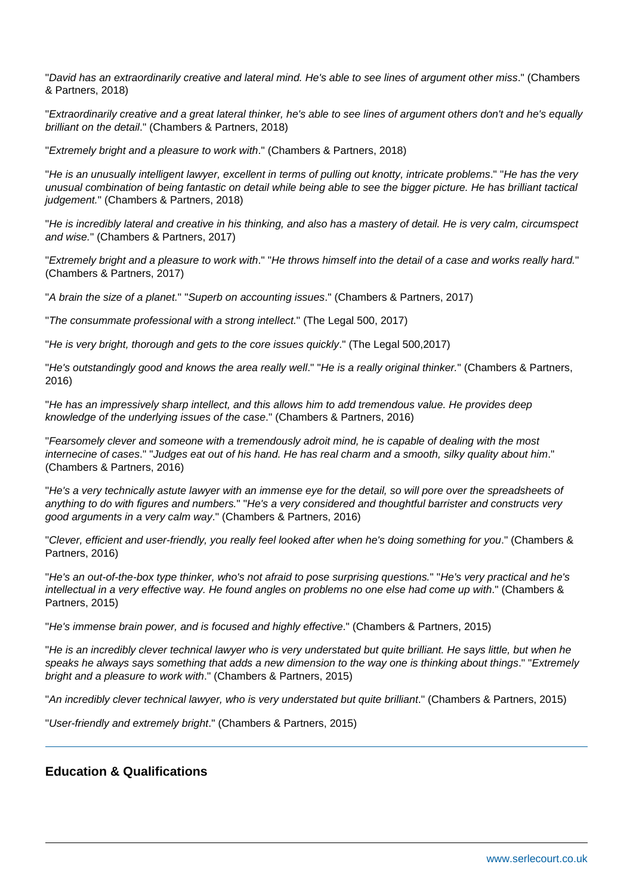"*David has an extraordinarily creative and lateral mind. He's able to see lines of argument other miss*." (Chambers & Partners, 2018)

"*Extraordinarily creative and a great lateral thinker, he's able to see lines of argument others don't and he's equally brilliant on the detail*." (Chambers & Partners, 2018)

"*Extremely bright and a pleasure to work with*." (Chambers & Partners, 2018)

"*He is an unusually intelligent lawyer, excellent in terms of pulling out knotty, intricate problems*." "*He has the very unusual combination of being fantastic on detail while being able to see the bigger picture. He has brilliant tactical judgement.*" (Chambers & Partners, 2018)

"*He is incredibly lateral and creative in his thinking, and also has a mastery of detail. He is very calm, circumspect and wise*." (Chambers & Partners, 2017)

"*Extremely bright and a pleasure to work with*." "*He throws himself into the detail of a case and works really hard.*" (Chambers & Partners, 2017)

"*A brain the size of a planet.*" "*Superb on accounting issues*." (Chambers & Partners, 2017)

"*The consummate professional with a strong intellect.*" (The Legal 500, 2017)

"*He is very bright, thorough and gets to the core issues quickly*." (The Legal 500,2017)

"*He's outstandingly good and knows the area really well*." "*He is a really original thinker.*" (Chambers & Partners, 2016)

"*He has an impressively sharp intellect, and this allows him to add tremendous value. He provides deep knowledge of the underlying issues of the case*." (Chambers & Partners, 2016)

"*Fearsomely clever and someone with a tremendously adroit mind, he is capable of dealing with the most internecine of cases*." "*Judges eat out of his hand. He has real charm and a smooth, silky quality about him*." (Chambers & Partners, 2016)

"*He's a very technically astute lawyer with an immense eye for the detail, so will pore over the spreadsheets of anything to do with figures and numbers.*" "*He's a very considered and thoughtful barrister and constructs very good arguments in a very calm way*." (Chambers & Partners, 2016)

"*Clever, efficient and user-friendly, you really feel looked after when he's doing something for you*." (Chambers & Partners, 2016)

"*He's an out-of-the-box type thinker, who's not afraid to pose surprising questions.*" "*He's very practical and he's intellectual in a very effective way. He found angles on problems no one else had come up with*." (Chambers & Partners, 2015)

"*He's immense brain power, and is focused and highly effective*." (Chambers & Partners, 2015)

"*He is an incredibly clever technical lawyer who is very understated but quite brilliant. He says little, but when he speaks he always says something that adds a new dimension to the way one is thinking about things*." "*Extremely bright and a pleasure to work with*." (Chambers & Partners, 2015)

"*An incredibly clever technical lawyer, who is very understated but quite brilliant*." (Chambers & Partners, 2015)

"*User-friendly and extremely bright*." (Chambers & Partners, 2015)

## Education & Qualifications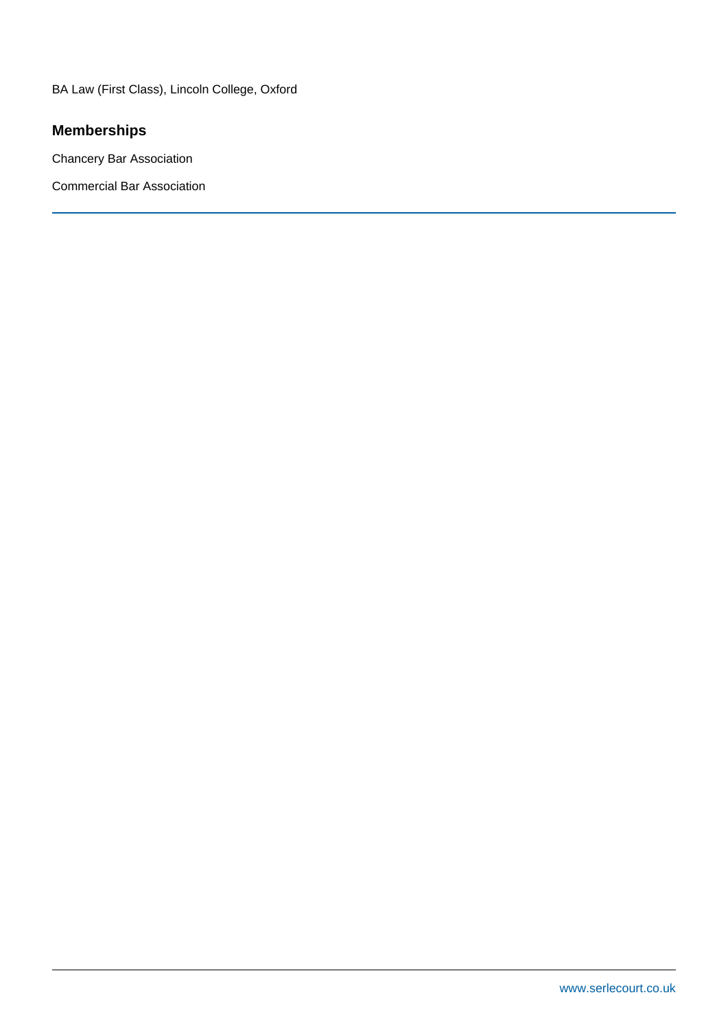BA Law (First Class), Lincoln College, Oxford

## Memberships

Chancery Bar Association

Commercial Bar Association